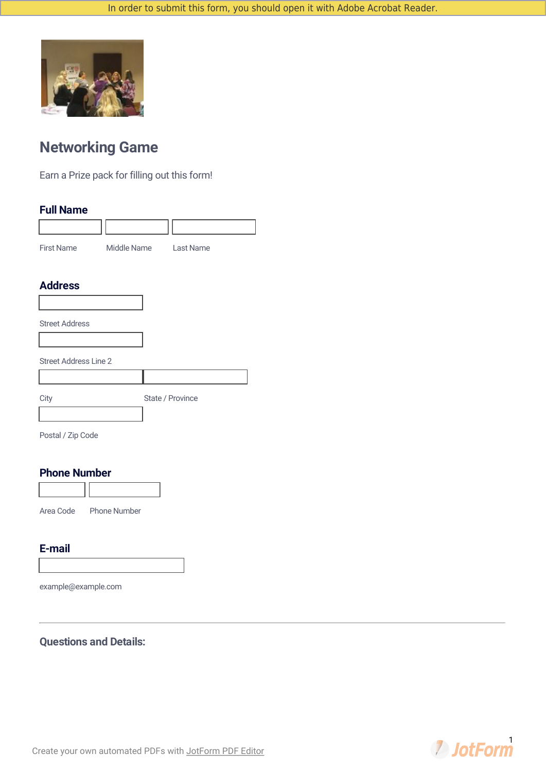In order to submit this form, you should open it with Adobe Acrobat Reader.

# Networking Game

Earn a Prize pack for filling out this form!

## Full Name

First Name

Middle Name

Last Name

## Address

Street Address

Street Address Line 2

City

State / Province

Postal / Zip Code

## Phone Number

Area Code

Phone Number

## E-mail

example@example.com

---

## Questions and Details:

Create your own automated PDFs with JotForm PDF Editor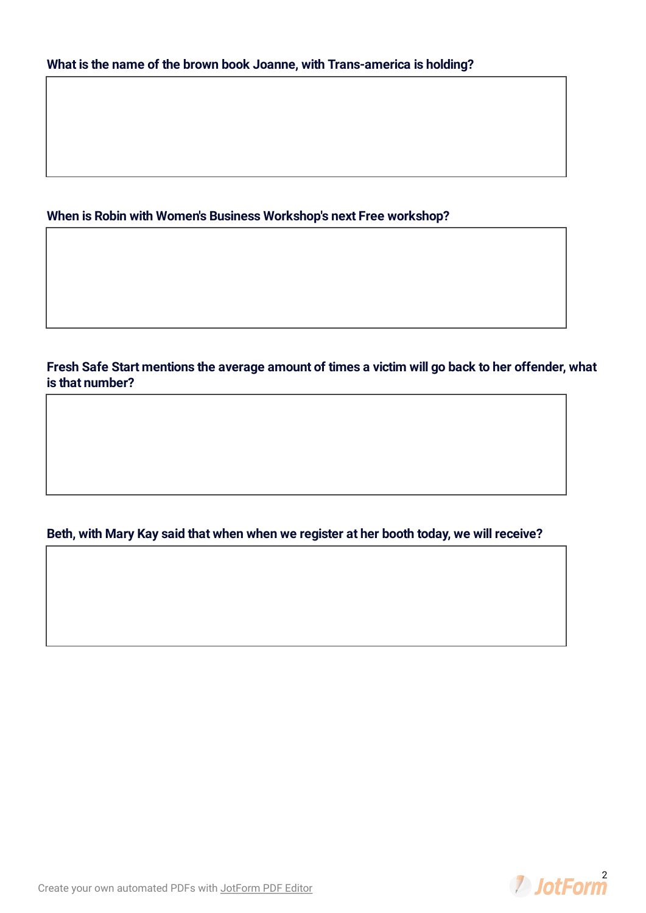**What is the name of the brown book Joanne, with Trans-america is holding?**

**When is Robin with Women's Business Workshop's next Free workshop?**

**Fresh Safe Start mentions the average amount of times a victim will go back to her offender, what is that number?**

**Beth, with Mary Kay said that when when we register at her booth today, we will receive?**

Create your own automated PDFs with JotForm PDF Editor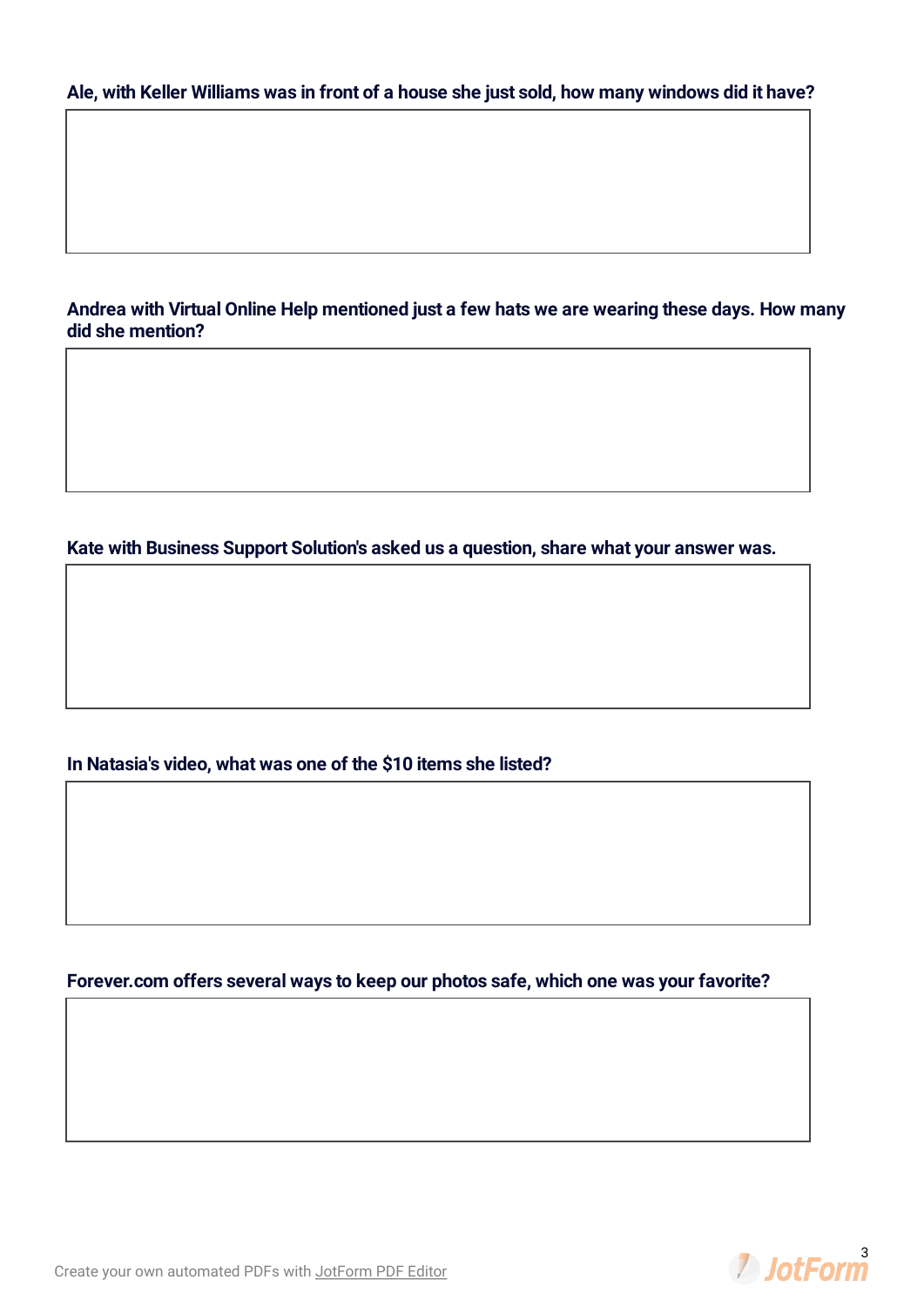**Ale, with Keller Williams was in front of a house she just sold, how many windows did it have?**

**Andrea with Virtual Online Help mentioned just a few hats we are wearing these days. How many did she mention?**

**Kate with Business Support Solution's asked us a question, share what your answer was.**

**In Natasia's video, what was one of the $10 items she listed?**

**Forever.com offers several ways to keep our photos safe, which one was your favorite?**

Create your own automated PDFs with JotForm PDF Editor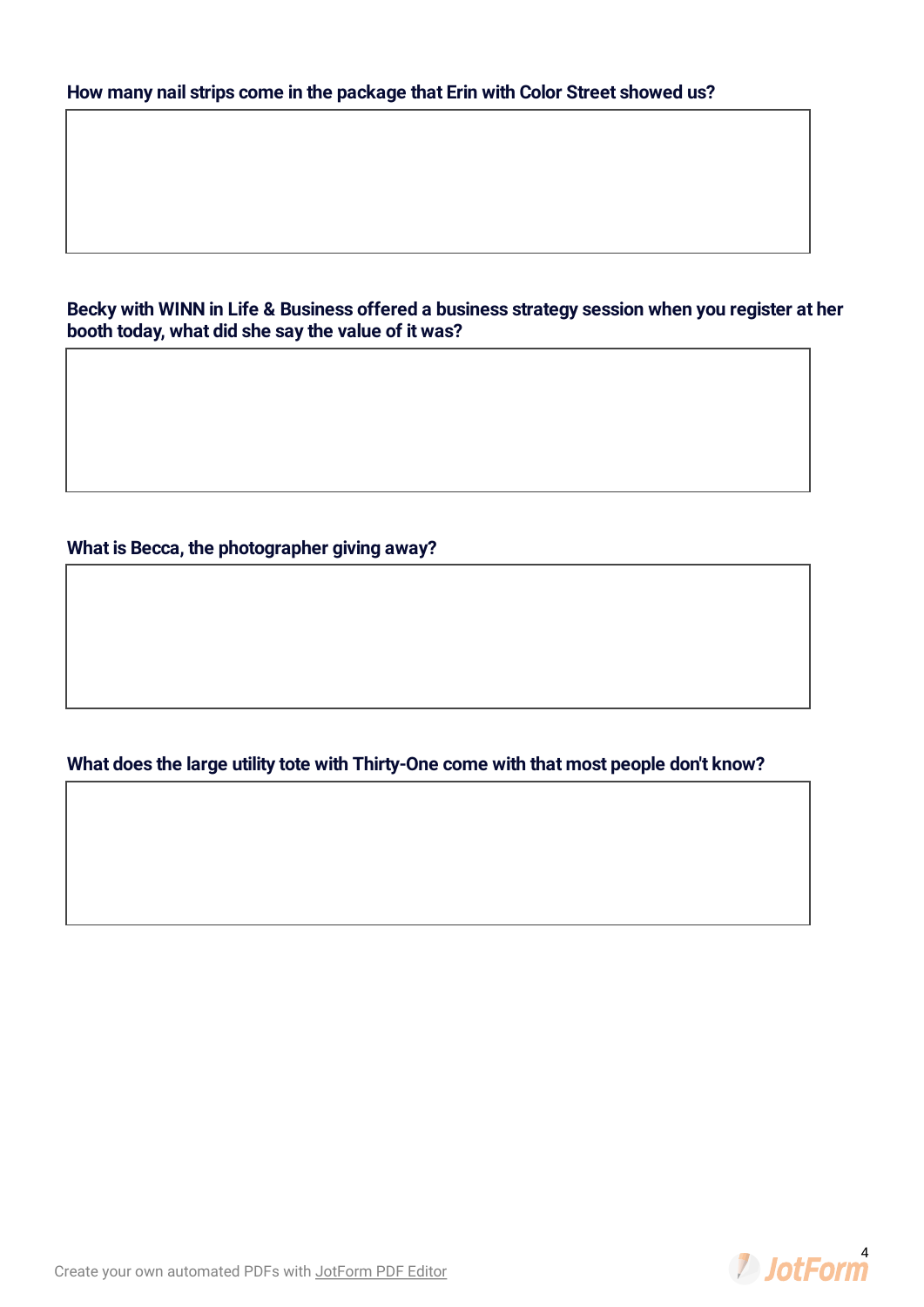**How many nail strips come in the package that Erin with Color Street showed us?**

**Becky with WINN in Life & Business offered a business strategy session when you register at her booth today, what did she say the value of it was?**

**What is Becca, the photographer giving away?**

**What does the large utility tote with Thirty-One come with that most people don't know?**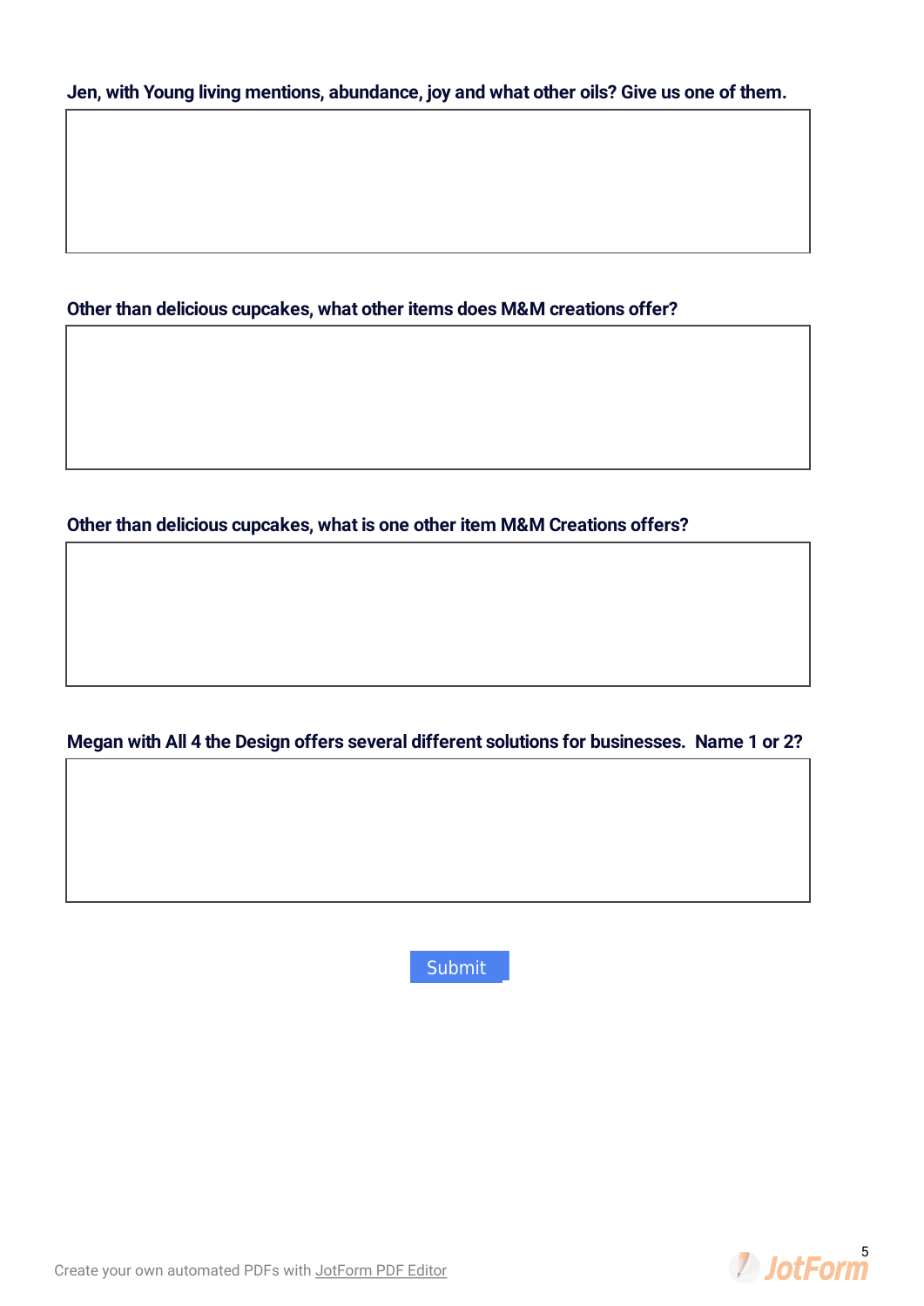**Jen, with Young living mentions, abundance, joy and what other oils? Give us one of them.**

**Other than delicious cupcakes, what other items does M&M creations offer?**

**Other than delicious cupcakes, what is one other item M&M Creations offers?**

**Megan with All 4 the Design offers several different solutions for businesses. Name 1 or 2?**

Submit